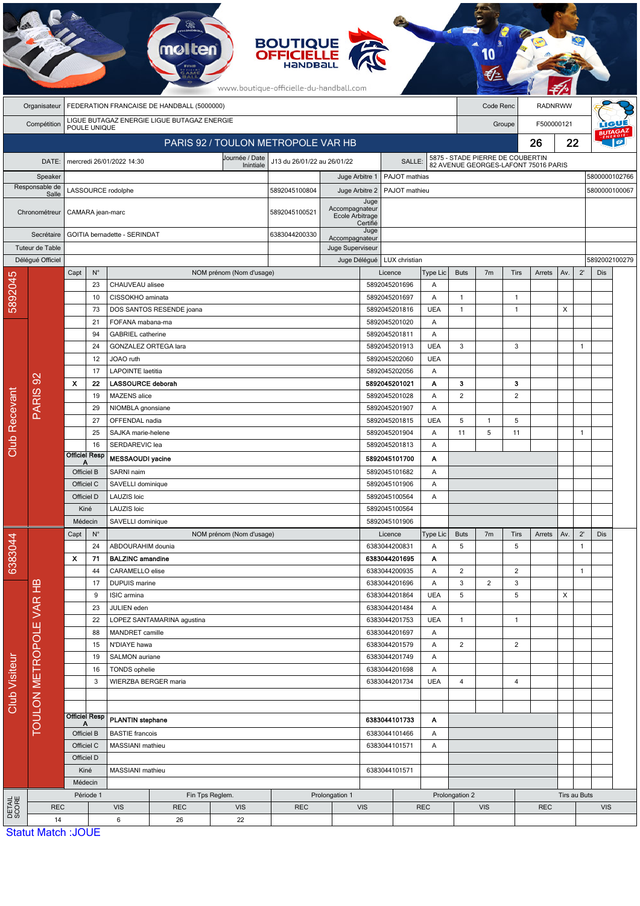BOUTIQUE OFFICIELLE HANDBALL

www.boutique-officielle-du-handball.com

| | | | |
|---|---|---|---|
| Organisateur | FEDERATION FRANCAISE DE HANDBALL (5000000) | Code Renc | RADNRWW |
| Compétition | LIGUE BUTAGAZ ENERGIE LIGUE BUTAGAZ ENERGIE POULE UNIQUE | Groupe | F500000121 |

## PARIS 92 / TOULON METROPOLE VAR HB — 26 / 22

| | | | | | |
|---|---|---|---|---|---|
| DATE: | mercredi 26/01/2022 14:30 | Journée / Date Initiale | J13 du 26/01/22 au 26/01/22 | SALLE: | 5875 - STADE PIERRE DE COUBERTIN 82 AVENUE GEORGES-LAFONT 75016 PARIS |

| | | | | | |
|---|---|---|---|---|---|
| Speaker | | | Juge Arbitre 1 | PAJOT mathias | 5800000102766 |
| Responsable de Salle | LASSOURCE rodolphe | 5892045100804 | Juge Arbitre 2 | PAJOT mathieu | 5800000100067 |
| Chronométreur | CAMARA jean-marc | 5892045100521 | Juge Accompagnateur Ecole Arbitrage Certifié | | |
| Secrétaire | GOITIA bernadette - SERINDAT | 6383044200330 | Juge Accompagnateur | | |
| Tuteur de Table | | | Juge Superviseur | | |
| Délégué Officiel | | | Juge Délégué | LUX christian | 5892002100279 |

### Club Recevant — PARIS 92 (5892045)

| Capt | N° | NOM prénom (Nom d'usage) | Licence | Type Lic | Buts | 7m | Tirs | Arrets | Av. | 2' | Dis |
|---|---|---|---|---|---|---|---|---|---|---|---|
| | 23 | CHAUVEAU alisee | 5892045201696 | A | | | | | | | |
| | 10 | CISSOKHO aminata | 5892045201697 | A | 1 | | 1 | | | | |
| | 73 | DOS SANTOS RESENDE joana | 5892045201816 | UEA | 1 | | 1 | | X | | |
| | 21 | FOFANA mabana-ma | 5892045201020 | A | | | | | | | |
| | 94 | GABRIEL catherine | 5892045201811 | A | | | | | | | |
| | 24 | GONZALEZ ORTEGA lara | 5892045201913 | UEA | 3 | | 3 | | | 1 | |
| | 12 | JOAO ruth | 5892045202060 | UEA | | | | | | | |
| | 17 | LAPOINTE laetitia | 5892045202056 | A | | | | | | | |
| **X** | **22** | **LASSOURCE deborah** | **5892045201021** | **A** | **3** | | **3** | | | | |
| | 19 | MAZENS alice | 5892045201028 | A | 2 | | 2 | | | | |
| | 29 | NIOMBLA gnonsiane | 5892045201907 | A | | | | | | | |
| | 27 | OFFENDAL nadia | 5892045201815 | UEA | 5 | 1 | 5 | | | | |
| | 25 | SAJKA marie-helene | 5892045201904 | A | 11 | 5 | 11 | | | 1 | |
| | 16 | SERDAREVIC lea | 5892045201813 | A | | | | | | | |
| Officiel Resp A | | **MESSAOUDI yacine** | **5892045101700** | **A** | | | | | | | |
| Officiel B | | SARNI naim | 5892045101682 | A | | | | | | | |
| Officiel C | | SAVELLI dominique | 5892045101906 | A | | | | | | | |
| Officiel D | | LAUZIS loic | 5892045100564 | A | | | | | | | |
| Kiné | | LAUZIS loic | 5892045100564 | | | | | | | | |
| Médecin | | SAVELLI dominique | 5892045101906 | | | | | | | | |

### Club Visiteur — TOULON METROPOLE VAR HB (6383044)

| Capt | N° | NOM prénom (Nom d'usage) | Licence | Type Lic | Buts | 7m | Tirs | Arrets | Av. | 2' | Dis |
|---|---|---|---|---|---|---|---|---|---|---|---|
| | 24 | ABDOURAHIM dounia | 6383044200831 | A | 5 | | 5 | | | 1 | |
| **X** | **71** | **BALZINC amandine** | **6383044201695** | **A** | | | | | | | |
| | 44 | CARAMELLO elise | 6383044200935 | A | 2 | | 2 | | | 1 | |
| | 17 | DUPUIS marine | 6383044201696 | A | 3 | 2 | 3 | | | | |
| | 9 | ISIC armina | 6383044201864 | UEA | 5 | | 5 | | X | | |
| | 23 | JULIEN eden | 6383044201484 | A | | | | | | | |
| | 22 | LOPEZ SANTAMARINA agustina | 6383044201753 | UEA | 1 | | 1 | | | | |
| | 88 | MANDRET camille | 6383044201697 | A | | | | | | | |
| | 15 | N'DIAYE hawa | 6383044201579 | A | 2 | | 2 | | | | |
| | 19 | SALMON auriane | 6383044201749 | A | | | | | | | |
| | 16 | TONDS ophelie | 6383044201698 | A | | | | | | | |
| | 3 | WIERZBA BERGER maria | 6383044201734 | UEA | 4 | | 4 | | | | |
| | | | | | | | | | | | |
| | | | | | | | | | | | |
| Officiel Resp A | | **PLANTIN stephane** | **6383044101733** | **A** | | | | | | | |
| Officiel B | | BASTIE francois | 6383044101466 | A | | | | | | | |
| Officiel C | | MASSIANI mathieu | 6383044101571 | A | | | | | | | |
| Officiel D | | | | | | | | | | | |
| Kiné | | MASSIANI mathieu | 6383044101571 | | | | | | | | |
| Médecin | | | | | | | | | | | |

### DETAIL SCORE

| Période 1 | | Fin Tps Reglem. | | Prolongation 1 | | Prolongation 2 | | Tirs au Buts | |
|---|---|---|---|---|---|---|---|---|---|
| REC | VIS | REC | VIS | REC | VIS | REC | VIS | REC | VIS |
| 14 | 6 | 26 | 22 | | | | | | |

Statut Match :JOUE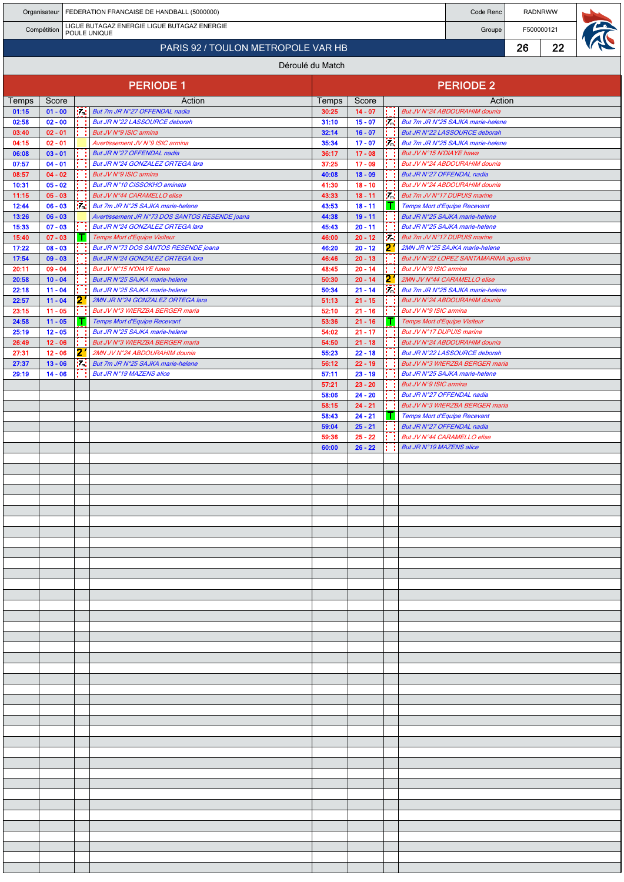| Organisateur | FEDERATION FRANCAISE DE HANDBALL (5000000) | Code Renc | RADNRWW |
|---|---|---|---|
| Compétition | LIGUE BUTAGAZ ENERGIE LIGUE BUTAGAZ ENERGIE POULE UNIQUE | Groupe | F500000121 |

## PARIS 92 / TOULON METROPOLE VAR HB — 26 / 22

### Déroulé du Match

| Temps | Score | Action | Temps | Score | Action |
|---|---|---|---|---|---|
| **PERIODE 1** | | | **PERIODE 2** | | |
| 01:15 | 01 - 00 | But 7m JR N°27 OFFENDAL nadia | 30:25 | 14 - 07 | But JV N°24 ABDOURAHIM dounia |
| 02:58 | 02 - 00 | But JR N°22 LASSOURCE deborah | 31:10 | 15 - 07 | But 7m JR N°25 SAJKA marie-helene |
| 03:40 | 02 - 01 | But JV N°9 ISIC armina | 32:14 | 16 - 07 | But JR N°22 LASSOURCE deborah |
| 04:15 | 02 - 01 | Avertissement JV N°9 ISIC armina | 35:34 | 17 - 07 | But 7m JR N°25 SAJKA marie-helene |
| 06:08 | 03 - 01 | But JR N°27 OFFENDAL nadia | 36:17 | 17 - 08 | But JV N°15 N'DIAYE hawa |
| 07:57 | 04 - 01 | But JR N°24 GONZALEZ ORTEGA lara | 37:25 | 17 - 09 | But JV N°24 ABDOURAHIM dounia |
| 08:57 | 04 - 02 | But JV N°9 ISIC armina | 40:08 | 18 - 09 | But JR N°27 OFFENDAL nadia |
| 10:31 | 05 - 02 | But JR N°10 CISSOKHO aminata | 41:30 | 18 - 10 | But JV N°24 ABDOURAHIM dounia |
| 11:15 | 05 - 03 | But JV N°44 CARAMELLO elise | 43:33 | 18 - 11 | But 7m JV N°17 DUPUIS marine |
| 12:44 | 06 - 03 | But 7m JR N°25 SAJKA marie-helene | 43:53 | 18 - 11 | Temps Mort d'Equipe Recevant |
| 13:26 | 06 - 03 | Avertissement JR N°73 DOS SANTOS RESENDE joana | 44:38 | 19 - 11 | But JR N°25 SAJKA marie-helene |
| 15:33 | 07 - 03 | But JR N°24 GONZALEZ ORTEGA lara | 45:43 | 20 - 11 | But JR N°25 SAJKA marie-helene |
| 15:40 | 07 - 03 | Temps Mort d'Equipe Visiteur | 46:00 | 20 - 12 | But 7m JV N°17 DUPUIS marine |
| 17:22 | 08 - 03 | But JR N°73 DOS SANTOS RESENDE joana | 46:20 | 20 - 12 | 2MN JR N°25 SAJKA marie-helene |
| 17:54 | 09 - 03 | But JR N°24 GONZALEZ ORTEGA lara | 46:46 | 20 - 13 | But JV N°22 LOPEZ SANTAMARINA agustina |
| 20:11 | 09 - 04 | But JV N°15 N'DIAYE hawa | 48:45 | 20 - 14 | But JV N°9 ISIC armina |
| 20:58 | 10 - 04 | But JR N°25 SAJKA marie-helene | 50:30 | 20 - 14 | 2MN JV N°44 CARAMELLO elise |
| 22:18 | 11 - 04 | But JR N°25 SAJKA marie-helene | 50:34 | 21 - 14 | But 7m JR N°25 SAJKA marie-helene |
| 22:57 | 11 - 04 | 2MN JR N°24 GONZALEZ ORTEGA lara | 51:13 | 21 - 15 | But JV N°24 ABDOURAHIM dounia |
| 23:15 | 11 - 05 | But JV N°3 WIERZBA BERGER maria | 52:10 | 21 - 16 | But JV N°9 ISIC armina |
| 24:58 | 11 - 05 | Temps Mort d'Equipe Recevant | 53:36 | 21 - 16 | Temps Mort d'Equipe Visiteur |
| 25:19 | 12 - 05 | But JR N°25 SAJKA marie-helene | 54:02 | 21 - 17 | But JV N°17 DUPUIS marine |
| 26:49 | 12 - 06 | But JV N°3 WIERZBA BERGER maria | 54:50 | 21 - 18 | But JV N°24 ABDOURAHIM dounia |
| 27:31 | 12 - 06 | 2MN JV N°24 ABDOURAHIM dounia | 55:23 | 22 - 18 | But JR N°22 LASSOURCE deborah |
| 27:37 | 13 - 06 | But 7m JR N°25 SAJKA marie-helene | 56:12 | 22 - 19 | But JV N°3 WIERZBA BERGER maria |
| 29:19 | 14 - 06 | But JR N°19 MAZENS alice | 57:11 | 23 - 19 | But JR N°25 SAJKA marie-helene |
| | | | 57:21 | 23 - 20 | But JV N°9 ISIC armina |
| | | | 58:06 | 24 - 20 | But JR N°27 OFFENDAL nadia |
| | | | 58:15 | 24 - 21 | But JV N°3 WIERZBA BERGER maria |
| | | | 58:43 | 24 - 21 | Temps Mort d'Equipe Recevant |
| | | | 59:04 | 25 - 21 | But JR N°27 OFFENDAL nadia |
| | | | 59:36 | 25 - 22 | But JV N°44 CARAMELLO elise |
| | | | 60:00 | 26 - 22 | But JR N°19 MAZENS alice |